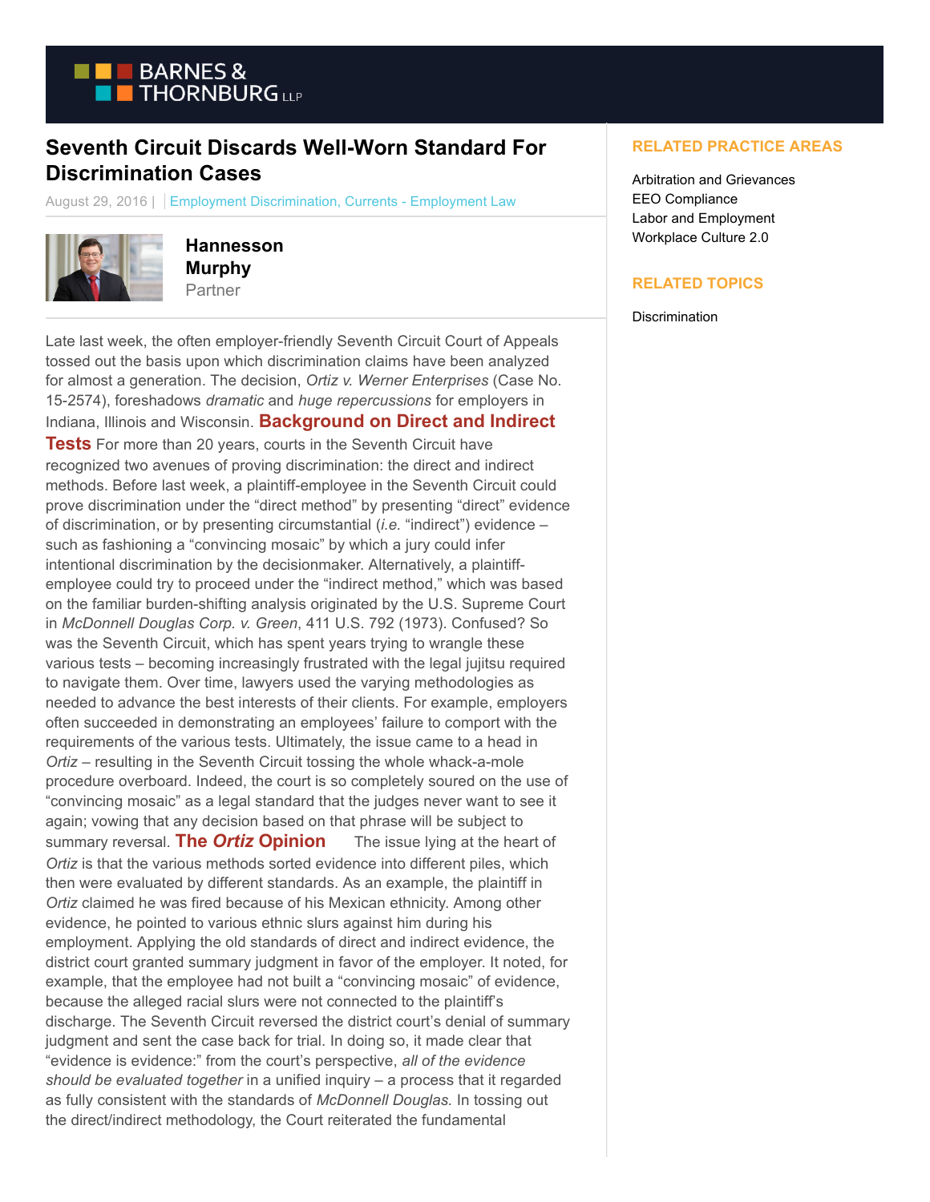# Seventh Circuit Discards Well-Worn Standard For Discrimination Cases

August 29, 2016 | Employment Discrimination, Currents - Employment Law

**Hannesson Murphy**
Partner

Late last week, the often employer-friendly Seventh Circuit Court of Appeals tossed out the basis upon which discrimination claims have been analyzed for almost a generation. The decision, *Ortiz v. Werner Enterprises* (Case No. 15-2574), foreshadows *dramatic* and *huge repercussions* for employers in Indiana, Illinois and Wisconsin.

## Background on Direct and Indirect Tests

For more than 20 years, courts in the Seventh Circuit have recognized two avenues of proving discrimination: the direct and indirect methods. Before last week, a plaintiff-employee in the Seventh Circuit could prove discrimination under the "direct method" by presenting "direct" evidence of discrimination, or by presenting circumstantial (*i.e.* "indirect") evidence – such as fashioning a "convincing mosaic" by which a jury could infer intentional discrimination by the decisionmaker. Alternatively, a plaintiff-employee could try to proceed under the "indirect method," which was based on the familiar burden-shifting analysis originated by the U.S. Supreme Court in *McDonnell Douglas Corp. v. Green*, 411 U.S. 792 (1973). Confused? So was the Seventh Circuit, which has spent years trying to wrangle these various tests – becoming increasingly frustrated with the legal jujitsu required to navigate them. Over time, lawyers used the varying methodologies as needed to advance the best interests of their clients. For example, employers often succeeded in demonstrating an employees' failure to comport with the requirements of the various tests. Ultimately, the issue came to a head in *Ortiz* – resulting in the Seventh Circuit tossing the whole whack-a-mole procedure overboard. Indeed, the court is so completely soured on the use of "convincing mosaic" as a legal standard that the judges never want to see it again; vowing that any decision based on that phrase will be subject to summary reversal.

## The *Ortiz* Opinion

The issue lying at the heart of *Ortiz* is that the various methods sorted evidence into different piles, which then were evaluated by different standards. As an example, the plaintiff in *Ortiz* claimed he was fired because of his Mexican ethnicity. Among other evidence, he pointed to various ethnic slurs against him during his employment. Applying the old standards of direct and indirect evidence, the district court granted summary judgment in favor of the employer. It noted, for example, that the employee had not built a "convincing mosaic" of evidence, because the alleged racial slurs were not connected to the plaintiff's discharge. The Seventh Circuit reversed the district court's denial of summary judgment and sent the case back for trial. In doing so, it made clear that "evidence is evidence:" from the court's perspective, *all of the evidence should be evaluated together* in a unified inquiry – a process that it regarded as fully consistent with the standards of *McDonnell Douglas.* In tossing out the direct/indirect methodology, the Court reiterated the fundamental

**RELATED PRACTICE AREAS**

- Arbitration and Grievances
- EEO Compliance
- Labor and Employment
- Workplace Culture 2.0

**RELATED TOPICS**

- Discrimination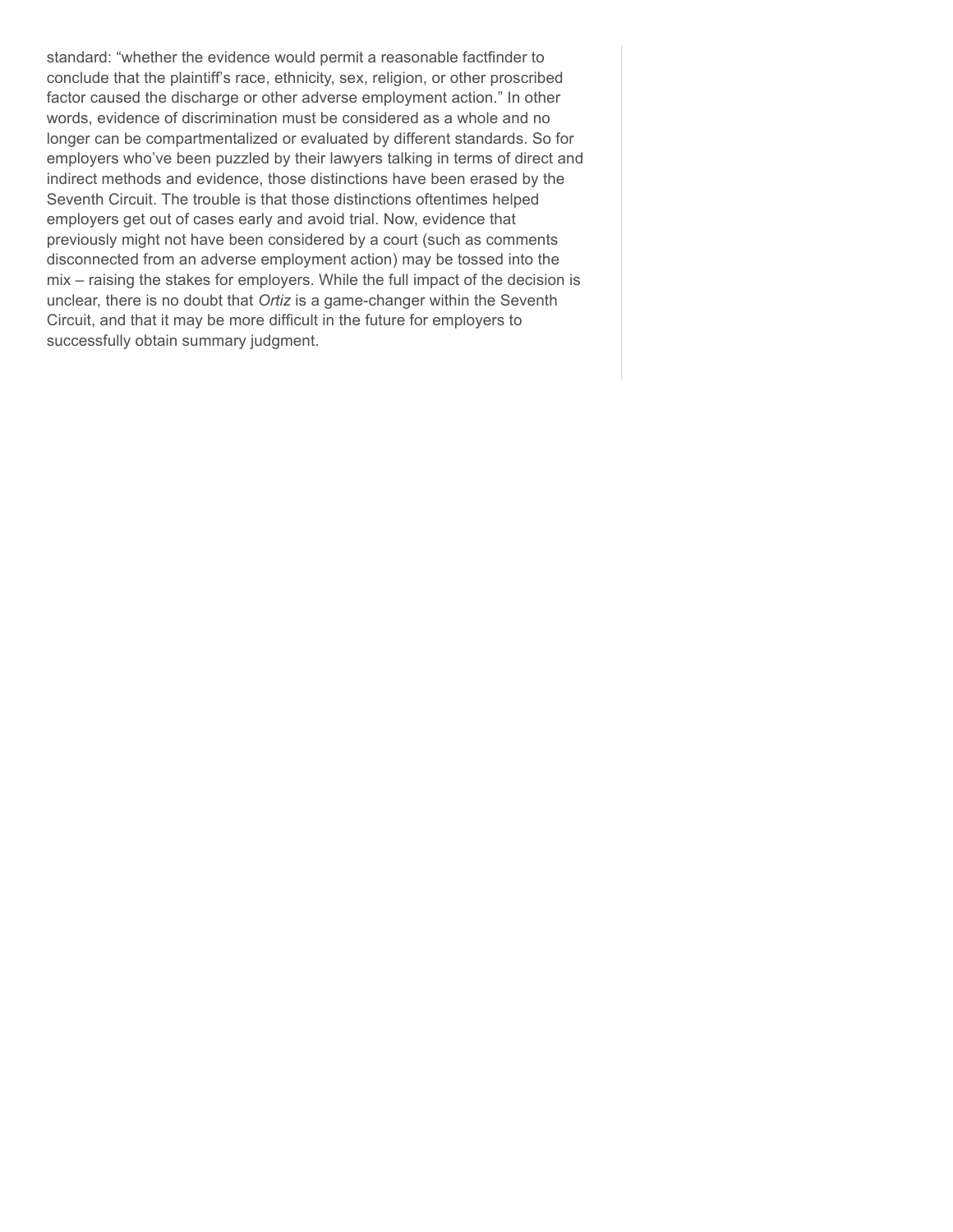standard: “whether the evidence would permit a reasonable factfinder to conclude that the plaintiff’s race, ethnicity, sex, religion, or other proscribed factor caused the discharge or other adverse employment action.” In other words, evidence of discrimination must be considered as a whole and no longer can be compartmentalized or evaluated by different standards. So for employers who’ve been puzzled by their lawyers talking in terms of direct and indirect methods and evidence, those distinctions have been erased by the Seventh Circuit. The trouble is that those distinctions oftentimes helped employers get out of cases early and avoid trial. Now, evidence that previously might not have been considered by a court (such as comments disconnected from an adverse employment action) may be tossed into the mix – raising the stakes for employers. While the full impact of the decision is unclear, there is no doubt that *Ortiz* is a game-changer within the Seventh Circuit, and that it may be more difficult in the future for employers to successfully obtain summary judgment.